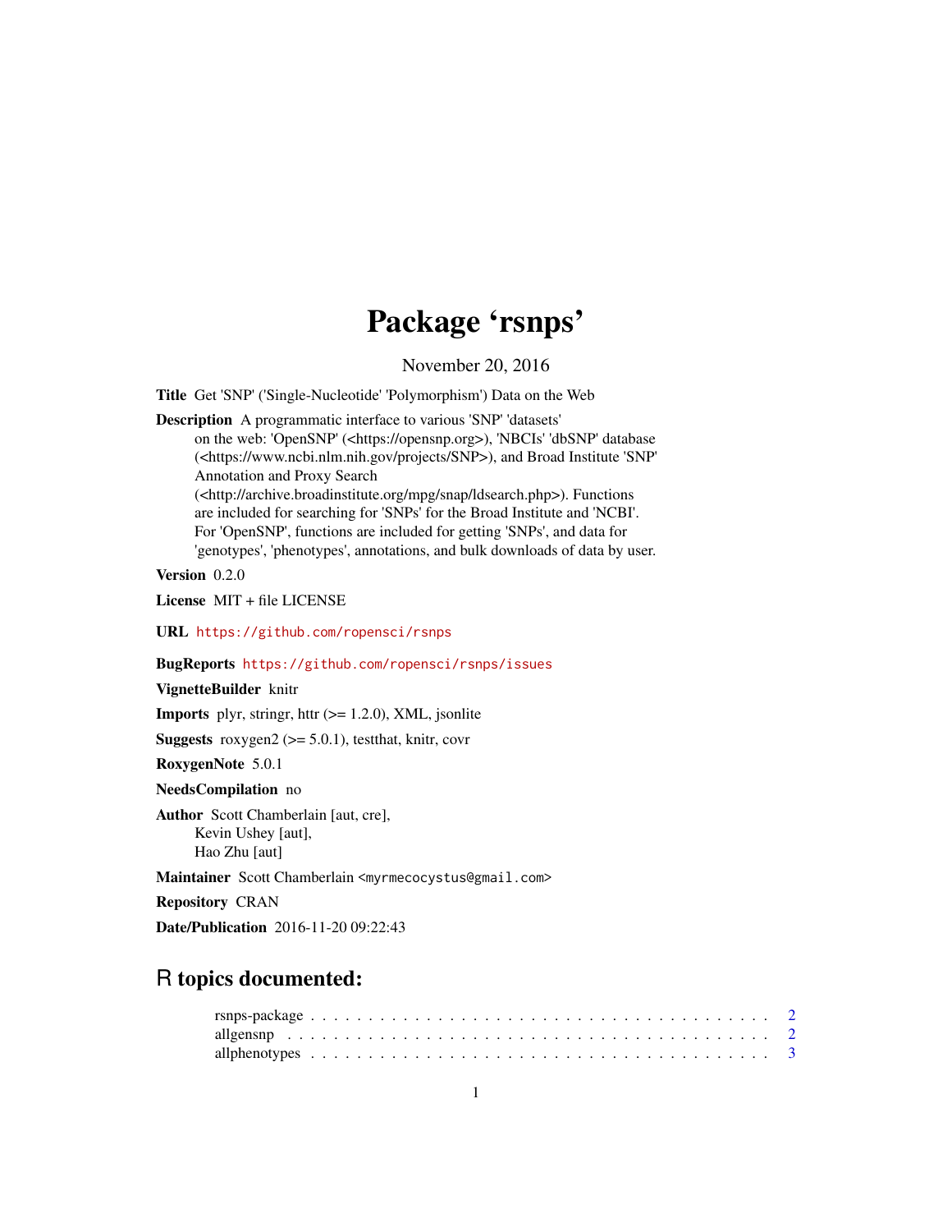# Package 'rsnps'

November 20, 2016

**Title** Get 'SNP' ('Single-Nucleotide' 'Polymorphism') Data on the Web

**Description** A programmatic interface to various 'SNP' 'datasets' on the web: 'OpenSNP' (<https://opensnp.org>), 'NBCIs' 'dbSNP' database (<https://www.ncbi.nlm.nih.gov/projects/SNP>), and Broad Institute 'SNP' Annotation and Proxy Search (<http://archive.broadinstitute.org/mpg/snap/ldsearch.php>). Functions are included for searching for 'SNPs' for the Broad Institute and 'NCBI'. For 'OpenSNP', functions are included for getting 'SNPs', and data for 'genotypes', 'phenotypes', annotations, and bulk downloads of data by user.

**Version** 0.2.0

**License** MIT + file LICENSE

**URL** https://github.com/ropensci/rsnps

**BugReports** https://github.com/ropensci/rsnps/issues

**VignetteBuilder** knitr

**Imports** plyr, stringr, httr (>= 1.2.0), XML, jsonlite

**Suggests** roxygen2 (>= 5.0.1), testthat, knitr, covr

**RoxygenNote** 5.0.1

**NeedsCompilation** no

**Author** Scott Chamberlain [aut, cre], Kevin Ushey [aut], Hao Zhu [aut]

**Maintainer** Scott Chamberlain <myrmecocystus@gmail.com>

**Repository** CRAN

**Date/Publication** 2016-11-20 09:22:43

## R topics documented:

- rsnps-package . . . . . . . . . . . . . . . . . . . . . . . . . . . . . . . . . . . . . . . . 2
- allgensnp . . . . . . . . . . . . . . . . . . . . . . . . . . . . . . . . . . . . . . . . 2
- allphenotypes . . . . . . . . . . . . . . . . . . . . . . . . . . . . . . . . . . . . . . . . 3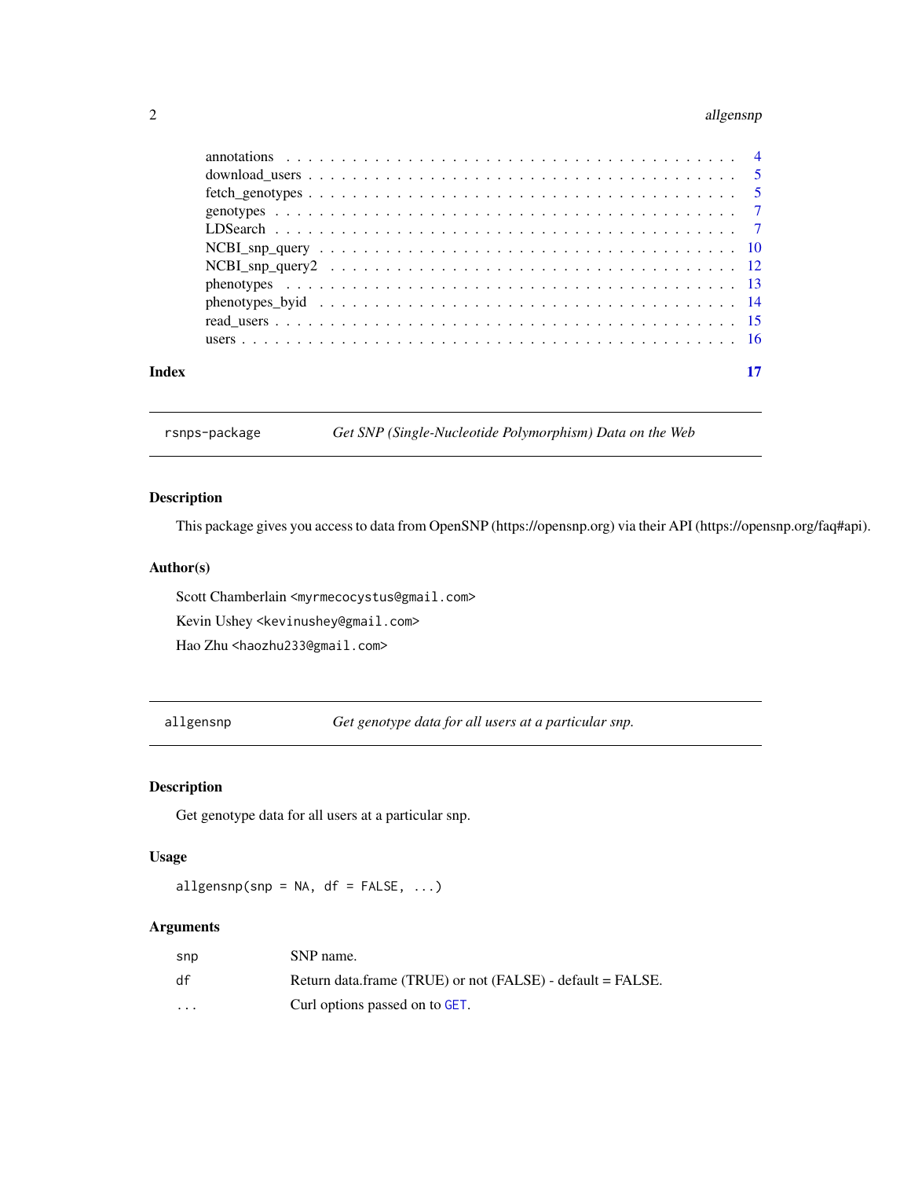| | |
|---|---|
| annotations | 4 |
| download_users | 5 |
| fetch_genotypes | 5 |
| genotypes | 7 |
| LDSearch | 7 |
| NCBI_snp_query | 10 |
| NCBI_snp_query2 | 12 |
| phenotypes | 13 |
| phenotypes_byid | 14 |
| read_users | 15 |
| users | 16 |

**Index** **17**

---

`rsnps-package` *Get SNP (Single-Nucleotide Polymorphism) Data on the Web*

---

### Description

This package gives you access to data from OpenSNP (https://opensnp.org) via their API (https://opensnp.org/faq#api).

### Author(s)

Scott Chamberlain <myrmecocystus@gmail.com>

Kevin Ushey <kevinushey@gmail.com>

Hao Zhu <haozhu233@gmail.com>

---

`allgensnp` *Get genotype data for all users at a particular snp.*

---

### Description

Get genotype data for all users at a particular snp.

### Usage

```
allgensnp(snp = NA, df = FALSE, ...)
```

### Arguments

| | |
|---|---|
| snp | SNP name. |
| df | Return data.frame (TRUE) or not (FALSE) - default = FALSE. |
| ... | Curl options passed on to GET. |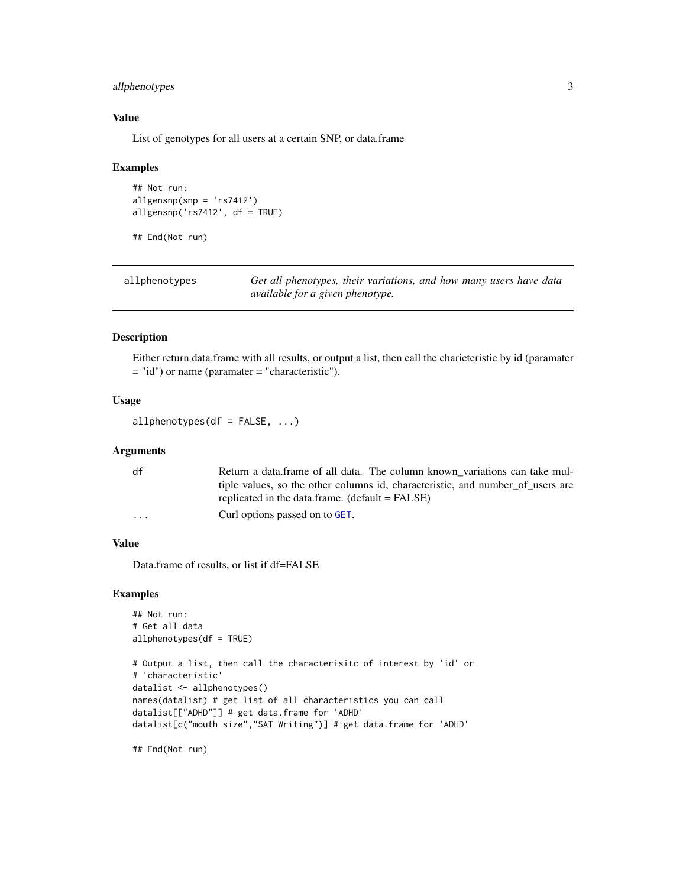### Value

List of genotypes for all users at a certain SNP, or data.frame

### Examples

```
## Not run:
allgensnp(snp = 'rs7412')
allgensnp('rs7412', df = TRUE)

## End(Not run)
```

---

## allphenotypes

*Get all phenotypes, their variations, and how many users have data available for a given phenotype.*

---

### Description

Either return data.frame with all results, or output a list, then call the charicteristic by id (paramater = "id") or name (paramater = "characteristic").

### Usage

```
allphenotypes(df = FALSE, ...)
```

### Arguments

| | |
|---|---|
| df | Return a data.frame of all data. The column known_variations can take multiple values, so the other columns id, characteristic, and number_of_users are replicated in the data.frame. (default = FALSE) |
| ... | Curl options passed on to GET. |

### Value

Data.frame of results, or list if df=FALSE

### Examples

```
## Not run:
# Get all data
allphenotypes(df = TRUE)

# Output a list, then call the characterisitc of interest by 'id' or
# 'characteristic'
datalist <- allphenotypes()
names(datalist) # get list of all characteristics you can call
datalist[["ADHD"]] # get data.frame for 'ADHD'
datalist[c("mouth size","SAT Writing")] # get data.frame for 'ADHD'

## End(Not run)
```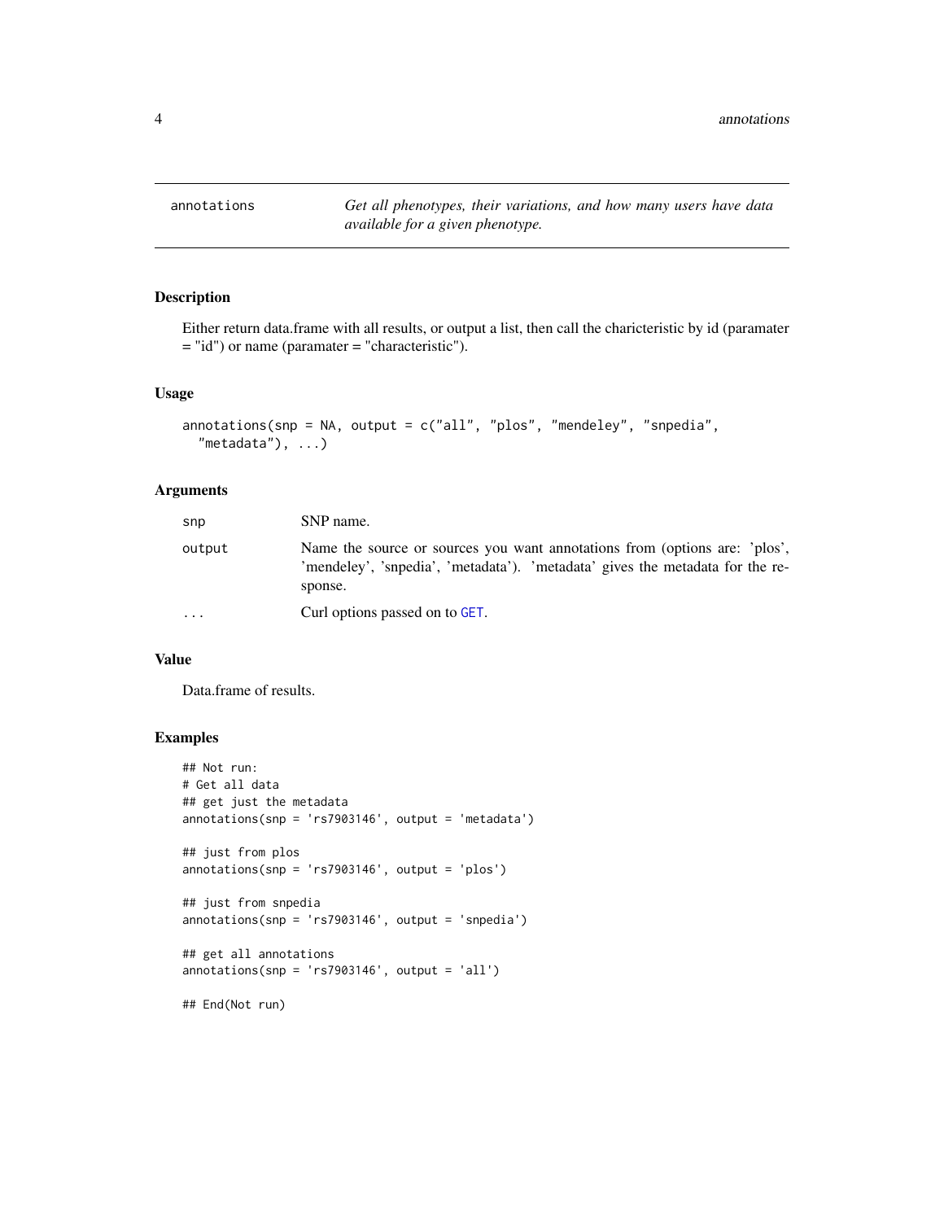# annotations

*Get all phenotypes, their variations, and how many users have data available for a given phenotype.*

## Description

Either return data.frame with all results, or output a list, then call the charicteristic by id (paramater = "id") or name (paramater = "characteristic").

## Usage

```
annotations(snp = NA, output = c("all", "plos", "mendeley", "snpedia",
  "metadata"), ...)
```

## Arguments

| | |
|---|---|
| `snp` | SNP name. |
| `output` | Name the source or sources you want annotations from (options are: 'plos', 'mendeley', 'snpedia', 'metadata'). 'metadata' gives the metadata for the response. |
| `...` | Curl options passed on to `GET`. |

## Value

Data.frame of results.

## Examples

```
## Not run:
# Get all data
## get just the metadata
annotations(snp = 'rs7903146', output = 'metadata')

## just from plos
annotations(snp = 'rs7903146', output = 'plos')

## just from snpedia
annotations(snp = 'rs7903146', output = 'snpedia')

## get all annotations
annotations(snp = 'rs7903146', output = 'all')

## End(Not run)
```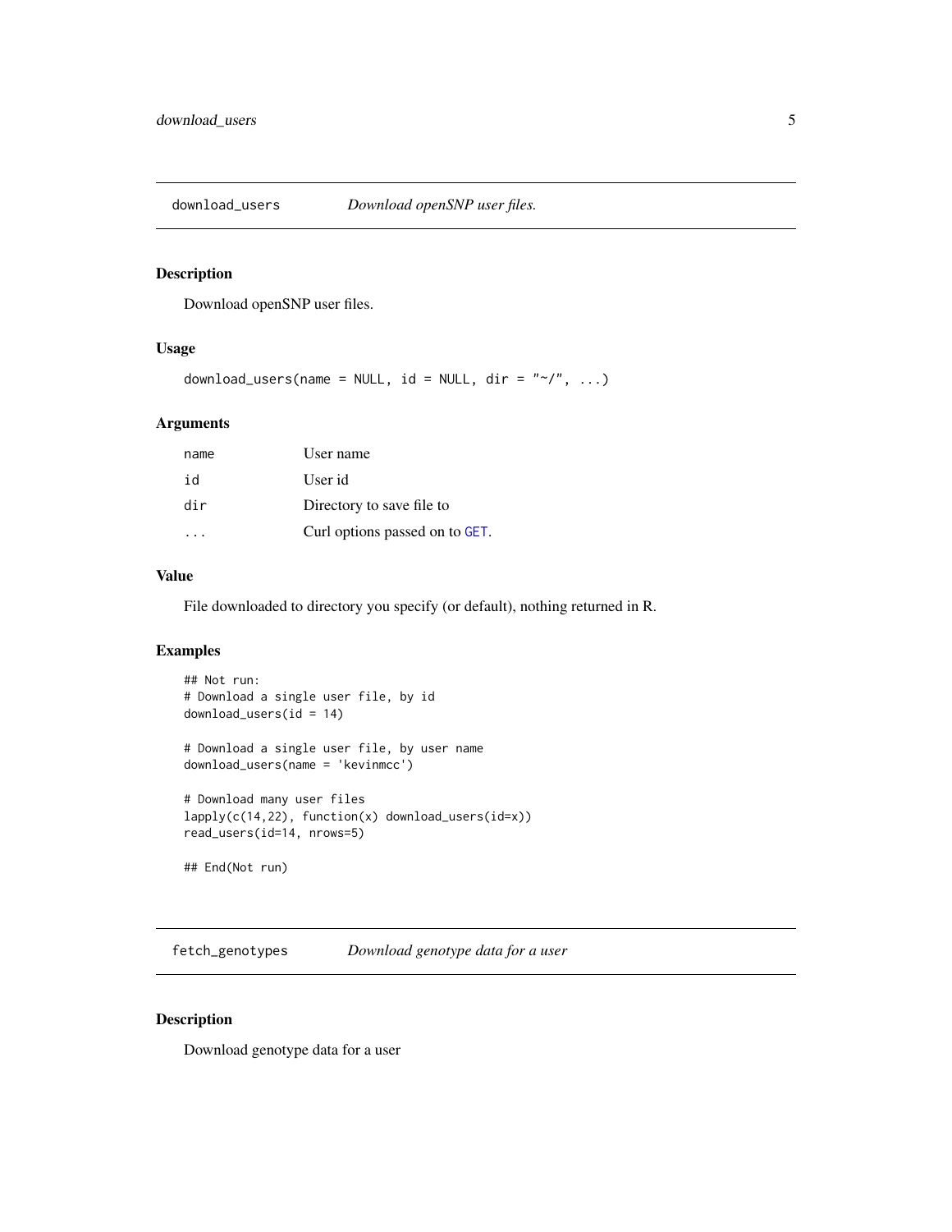## download_users — *Download openSNP user files.*

### Description

Download openSNP user files.

### Usage

```
download_users(name = NULL, id = NULL, dir = "~/", ...)
```

### Arguments

| | |
|---|---|
| name | User name |
| id | User id |
| dir | Directory to save file to |
| ... | Curl options passed on to GET. |

### Value

File downloaded to directory you specify (or default), nothing returned in R.

### Examples

```
## Not run:
# Download a single user file, by id
download_users(id = 14)

# Download a single user file, by user name
download_users(name = 'kevinmcc')

# Download many user files
lapply(c(14,22), function(x) download_users(id=x))
read_users(id=14, nrows=5)

## End(Not run)
```

## fetch_genotypes — *Download genotype data for a user*

### Description

Download genotype data for a user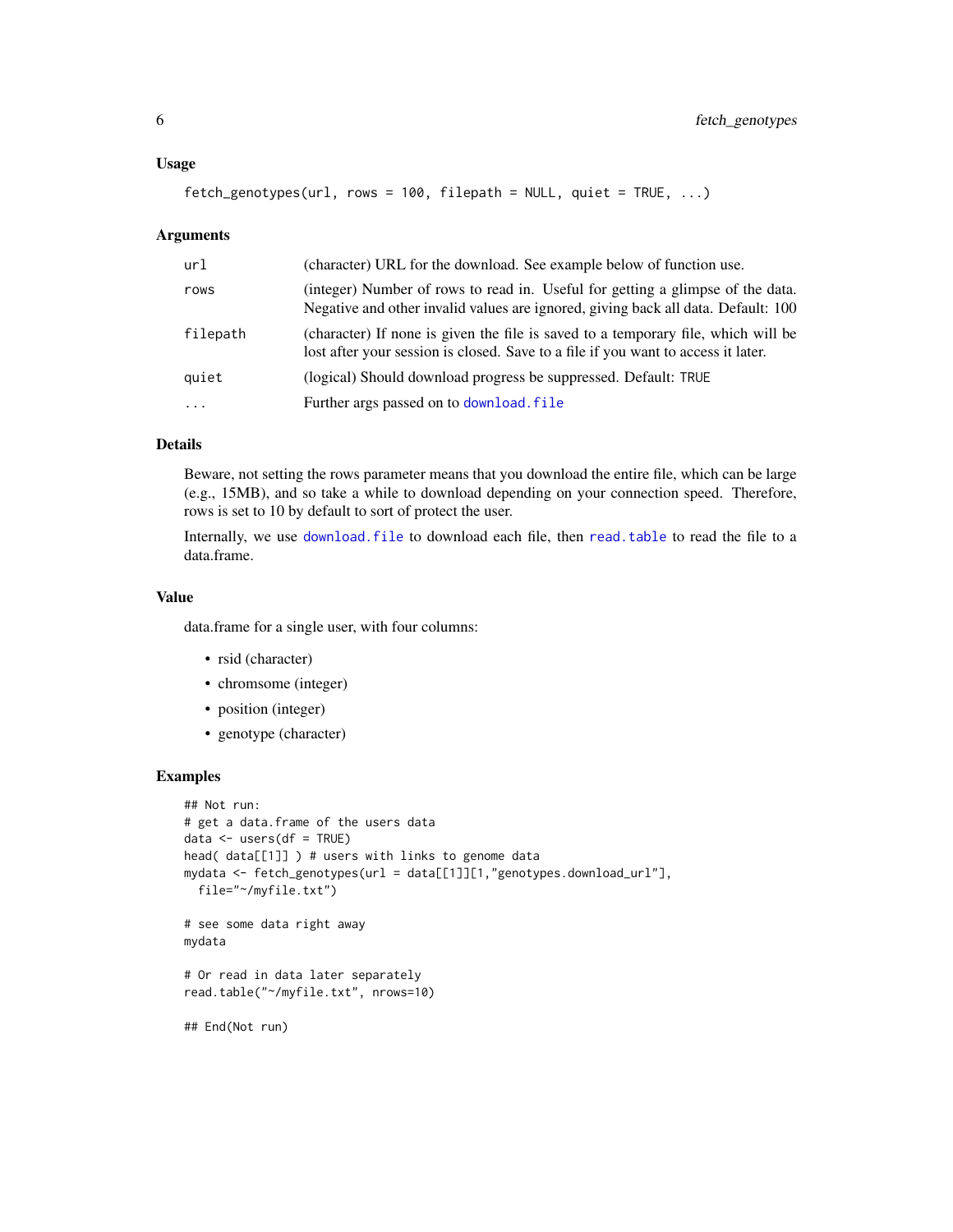### Usage

```
fetch_genotypes(url, rows = 100, filepath = NULL, quiet = TRUE, ...)
```

### Arguments

| | |
|---|---|
| `url` | (character) URL for the download. See example below of function use. |
| `rows` | (integer) Number of rows to read in. Useful for getting a glimpse of the data. Negative and other invalid values are ignored, giving back all data. Default: 100 |
| `filepath` | (character) If none is given the file is saved to a temporary file, which will be lost after your session is closed. Save to a file if you want to access it later. |
| `quiet` | (logical) Should download progress be suppressed. Default: `TRUE` |
| `...` | Further args passed on to `download.file` |

### Details

Beware, not setting the rows parameter means that you download the entire file, which can be large (e.g., 15MB), and so take a while to download depending on your connection speed. Therefore, rows is set to 10 by default to sort of protect the user.

Internally, we use `download.file` to download each file, then `read.table` to read the file to a data.frame.

### Value

data.frame for a single user, with four columns:

- rsid (character)
- chromsome (integer)
- position (integer)
- genotype (character)

### Examples

```
## Not run:
# get a data.frame of the users data
data <- users(df = TRUE)
head( data[[1]] ) # users with links to genome data
mydata <- fetch_genotypes(url = data[[1]][1,"genotypes.download_url"],
  file="~/myfile.txt")

# see some data right away
mydata

# Or read in data later separately
read.table("~/myfile.txt", nrows=10)

## End(Not run)
```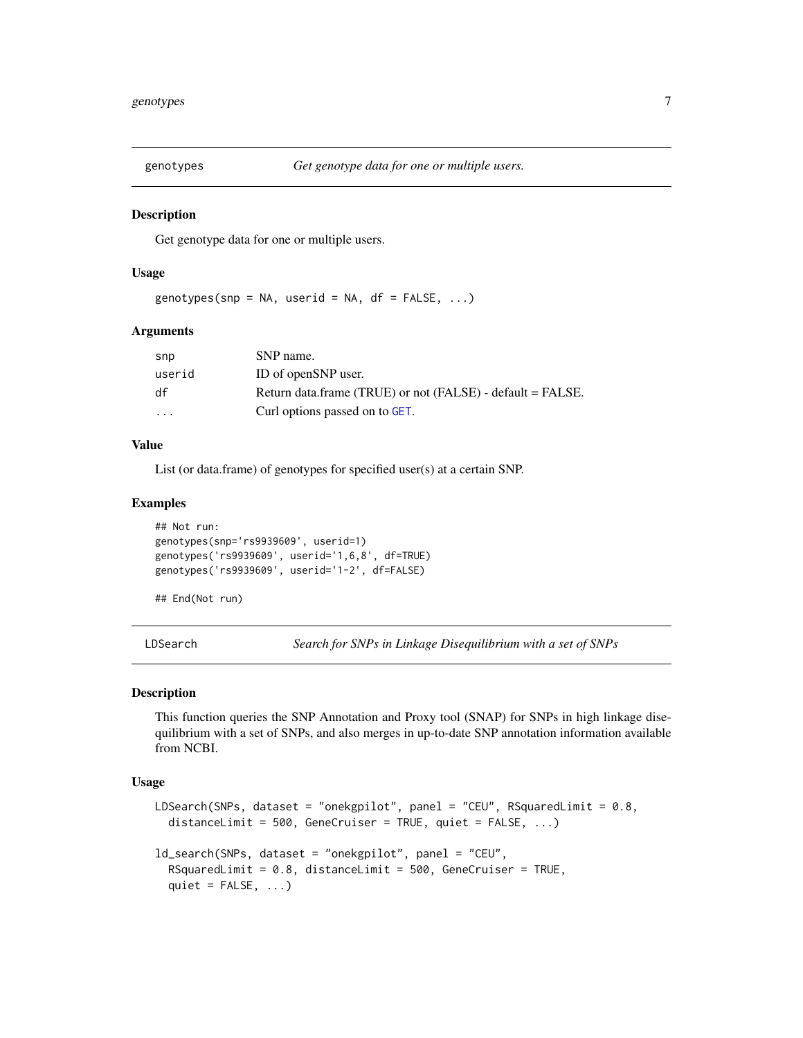## genotypes — *Get genotype data for one or multiple users.*

### Description

Get genotype data for one or multiple users.

### Usage

```
genotypes(snp = NA, userid = NA, df = FALSE, ...)
```

### Arguments

| | |
|---|---|
| snp | SNP name. |
| userid | ID of openSNP user. |
| df | Return data.frame (TRUE) or not (FALSE) - default = FALSE. |
| ... | Curl options passed on to GET. |

### Value

List (or data.frame) of genotypes for specified user(s) at a certain SNP.

### Examples

```
## Not run:
genotypes(snp='rs9939609', userid=1)
genotypes('rs9939609', userid='1,6,8', df=TRUE)
genotypes('rs9939609', userid='1-2', df=FALSE)

## End(Not run)
```

## LDSearch — *Search for SNPs in Linkage Disequilibrium with a set of SNPs*

### Description

This function queries the SNP Annotation and Proxy tool (SNAP) for SNPs in high linkage disequilibrium with a set of SNPs, and also merges in up-to-date SNP annotation information available from NCBI.

### Usage

```
LDSearch(SNPs, dataset = "onekgpilot", panel = "CEU", RSquaredLimit = 0.8,
  distanceLimit = 500, GeneCruiser = TRUE, quiet = FALSE, ...)

ld_search(SNPs, dataset = "onekgpilot", panel = "CEU",
  RSquaredLimit = 0.8, distanceLimit = 500, GeneCruiser = TRUE,
  quiet = FALSE, ...)
```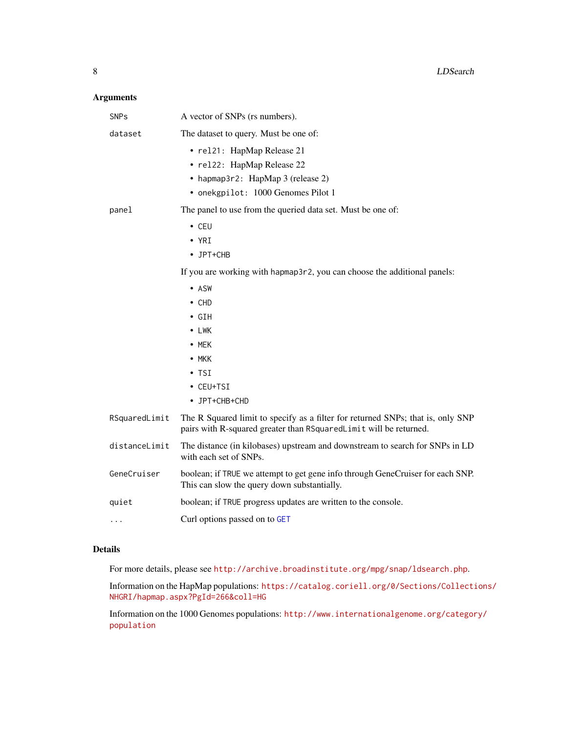## Arguments

| | |
|---|---|
| `SNPs` | A vector of SNPs (rs numbers). |
| `dataset` | The dataset to query. Must be one of:<br>• `rel21`: HapMap Release 21<br>• `rel22`: HapMap Release 22<br>• `hapmap3r2`: HapMap 3 (release 2)<br>• `onekgpilot`: 1000 Genomes Pilot 1 |
| `panel` | The panel to use from the queried data set. Must be one of:<br>• `CEU`<br>• `YRI`<br>• `JPT+CHB`<br>If you are working with `hapmap3r2`, you can choose the additional panels:<br>• `ASW`<br>• `CHD`<br>• `GIH`<br>• `LWK`<br>• `MEK`<br>• `MKK`<br>• `TSI`<br>• `CEU+TSI`<br>• `JPT+CHB+CHD` |
| `RSquaredLimit` | The R Squared limit to specify as a filter for returned SNPs; that is, only SNP pairs with R-squared greater than `RSquaredLimit` will be returned. |
| `distanceLimit` | The distance (in kilobases) upstream and downstream to search for SNPs in LD with each set of SNPs. |
| `GeneCruiser` | boolean; if `TRUE` we attempt to get gene info through GeneCruiser for each SNP. This can slow the query down substantially. |
| `quiet` | boolean; if `TRUE` progress updates are written to the console. |
| `...` | Curl options passed on to `GET` |

## Details

For more details, please see `http://archive.broadinstitute.org/mpg/snap/ldsearch.php`.

Information on the HapMap populations: `https://catalog.coriell.org/0/Sections/Collections/NHGRI/hapmap.aspx?PgId=266&coll=HG`

Information on the 1000 Genomes populations: `http://www.internationalgenome.org/category/population`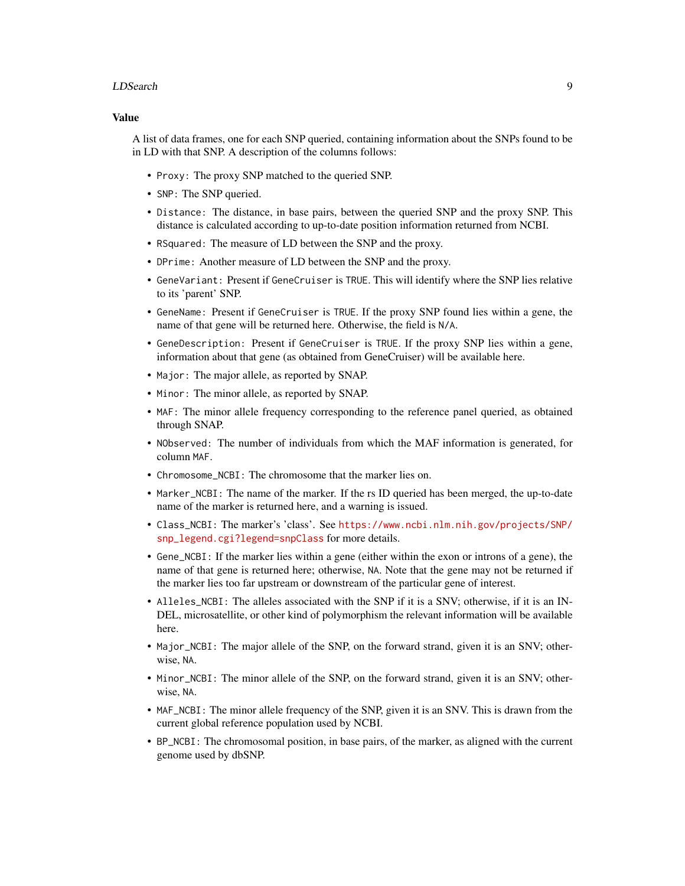### Value

A list of data frames, one for each SNP queried, containing information about the SNPs found to be in LD with that SNP. A description of the columns follows:

- `Proxy`: The proxy SNP matched to the queried SNP.
- `SNP`: The SNP queried.
- `Distance`: The distance, in base pairs, between the queried SNP and the proxy SNP. This distance is calculated according to up-to-date position information returned from NCBI.
- `RSquared`: The measure of LD between the SNP and the proxy.
- `DPrime`: Another measure of LD between the SNP and the proxy.
- `GeneVariant`: Present if `GeneCruiser` is `TRUE`. This will identify where the SNP lies relative to its 'parent' SNP.
- `GeneName`: Present if `GeneCruiser` is `TRUE`. If the proxy SNP found lies within a gene, the name of that gene will be returned here. Otherwise, the field is `N/A`.
- `GeneDescription`: Present if `GeneCruiser` is `TRUE`. If the proxy SNP lies within a gene, information about that gene (as obtained from GeneCruiser) will be available here.
- `Major`: The major allele, as reported by SNAP.
- `Minor`: The minor allele, as reported by SNAP.
- `MAF`: The minor allele frequency corresponding to the reference panel queried, as obtained through SNAP.
- `NObserved`: The number of individuals from which the MAF information is generated, for column `MAF`.
- `Chromosome_NCBI`: The chromosome that the marker lies on.
- `Marker_NCBI`: The name of the marker. If the rs ID queried has been merged, the up-to-date name of the marker is returned here, and a warning is issued.
- `Class_NCBI`: The marker's 'class'. See https://www.ncbi.nlm.nih.gov/projects/SNP/snp_legend.cgi?legend=snpClass for more details.
- `Gene_NCBI`: If the marker lies within a gene (either within the exon or introns of a gene), the name of that gene is returned here; otherwise, `NA`. Note that the gene may not be returned if the marker lies too far upstream or downstream of the particular gene of interest.
- `Alleles_NCBI`: The alleles associated with the SNP if it is a SNV; otherwise, if it is an INDEL, microsatellite, or other kind of polymorphism the relevant information will be available here.
- `Major_NCBI`: The major allele of the SNP, on the forward strand, given it is an SNV; otherwise, `NA`.
- `Minor_NCBI`: The minor allele of the SNP, on the forward strand, given it is an SNV; otherwise, `NA`.
- `MAF_NCBI`: The minor allele frequency of the SNP, given it is an SNV. This is drawn from the current global reference population used by NCBI.
- `BP_NCBI`: The chromosomal position, in base pairs, of the marker, as aligned with the current genome used by dbSNP.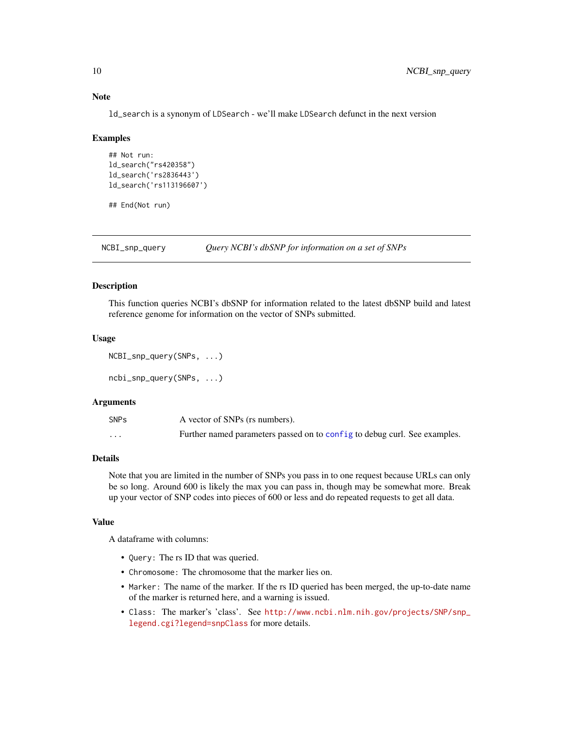### Note

`ld_search` is a synonym of `LDSearch` - we'll make `LDSearch` defunct in the next version

### Examples

```
## Not run:
ld_search("rs420358")
ld_search('rs2836443')
ld_search('rs113196607')

## End(Not run)
```

---

## NCBI_snp_query — *Query NCBI's dbSNP for information on a set of SNPs*

---

### Description

This function queries NCBI's dbSNP for information related to the latest dbSNP build and latest reference genome for information on the vector of SNPs submitted.

### Usage

```
NCBI_snp_query(SNPs, ...)

ncbi_snp_query(SNPs, ...)
```

### Arguments

| | |
|---|---|
| `SNPs` | A vector of SNPs (rs numbers). |
| `...` | Further named parameters passed on to `config` to debug curl. See examples. |

### Details

Note that you are limited in the number of SNPs you pass in to one request because URLs can only be so long. Around 600 is likely the max you can pass in, though may be somewhat more. Break up your vector of SNP codes into pieces of 600 or less and do repeated requests to get all data.

### Value

A dataframe with columns:

- `Query`: The rs ID that was queried.
- `Chromosome`: The chromosome that the marker lies on.
- `Marker`: The name of the marker. If the rs ID queried has been merged, the up-to-date name of the marker is returned here, and a warning is issued.
- `Class`: The marker's 'class'. See `http://www.ncbi.nlm.nih.gov/projects/SNP/snp_legend.cgi?legend=snpClass` for more details.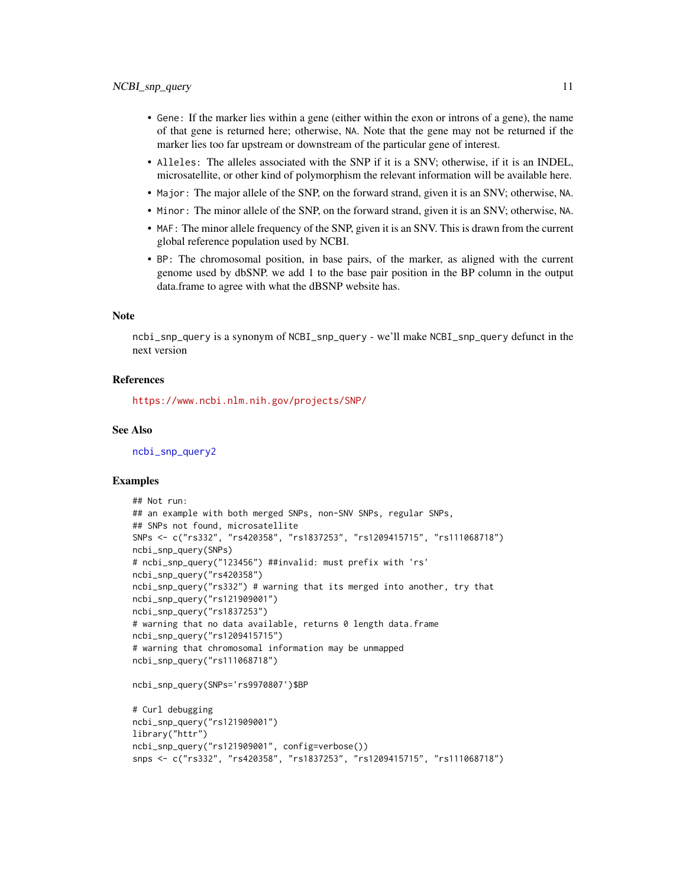- `Gene`: If the marker lies within a gene (either within the exon or introns of a gene), the name of that gene is returned here; otherwise, `NA`. Note that the gene may not be returned if the marker lies too far upstream or downstream of the particular gene of interest.
- `Alleles`: The alleles associated with the SNP if it is a SNV; otherwise, if it is an INDEL, microsatellite, or other kind of polymorphism the relevant information will be available here.
- `Major`: The major allele of the SNP, on the forward strand, given it is an SNV; otherwise, `NA`.
- `Minor`: The minor allele of the SNP, on the forward strand, given it is an SNV; otherwise, `NA`.
- `MAF`: The minor allele frequency of the SNP, given it is an SNV. This is drawn from the current global reference population used by NCBI.
- `BP`: The chromosomal position, in base pairs, of the marker, as aligned with the current genome used by dbSNP. we add 1 to the base pair position in the BP column in the output data.frame to agree with what the dBSNP website has.

## Note

`ncbi_snp_query` is a synonym of `NCBI_snp_query` - we'll make `NCBI_snp_query` defunct in the next version

## References

https://www.ncbi.nlm.nih.gov/projects/SNP/

## See Also

`ncbi_snp_query2`

## Examples

```
## Not run:
## an example with both merged SNPs, non-SNV SNPs, regular SNPs,
## SNPs not found, microsatellite
SNPs <- c("rs332", "rs420358", "rs1837253", "rs1209415715", "rs111068718")
ncbi_snp_query(SNPs)
# ncbi_snp_query("123456") ##invalid: must prefix with 'rs'
ncbi_snp_query("rs420358")
ncbi_snp_query("rs332") # warning that its merged into another, try that
ncbi_snp_query("rs121909001")
ncbi_snp_query("rs1837253")
# warning that no data available, returns 0 length data.frame
ncbi_snp_query("rs1209415715")
# warning that chromosomal information may be unmapped
ncbi_snp_query("rs111068718")

ncbi_snp_query(SNPs='rs9970807')$BP

# Curl debugging
ncbi_snp_query("rs121909001")
library("httr")
ncbi_snp_query("rs121909001", config=verbose())
snps <- c("rs332", "rs420358", "rs1837253", "rs1209415715", "rs111068718")
```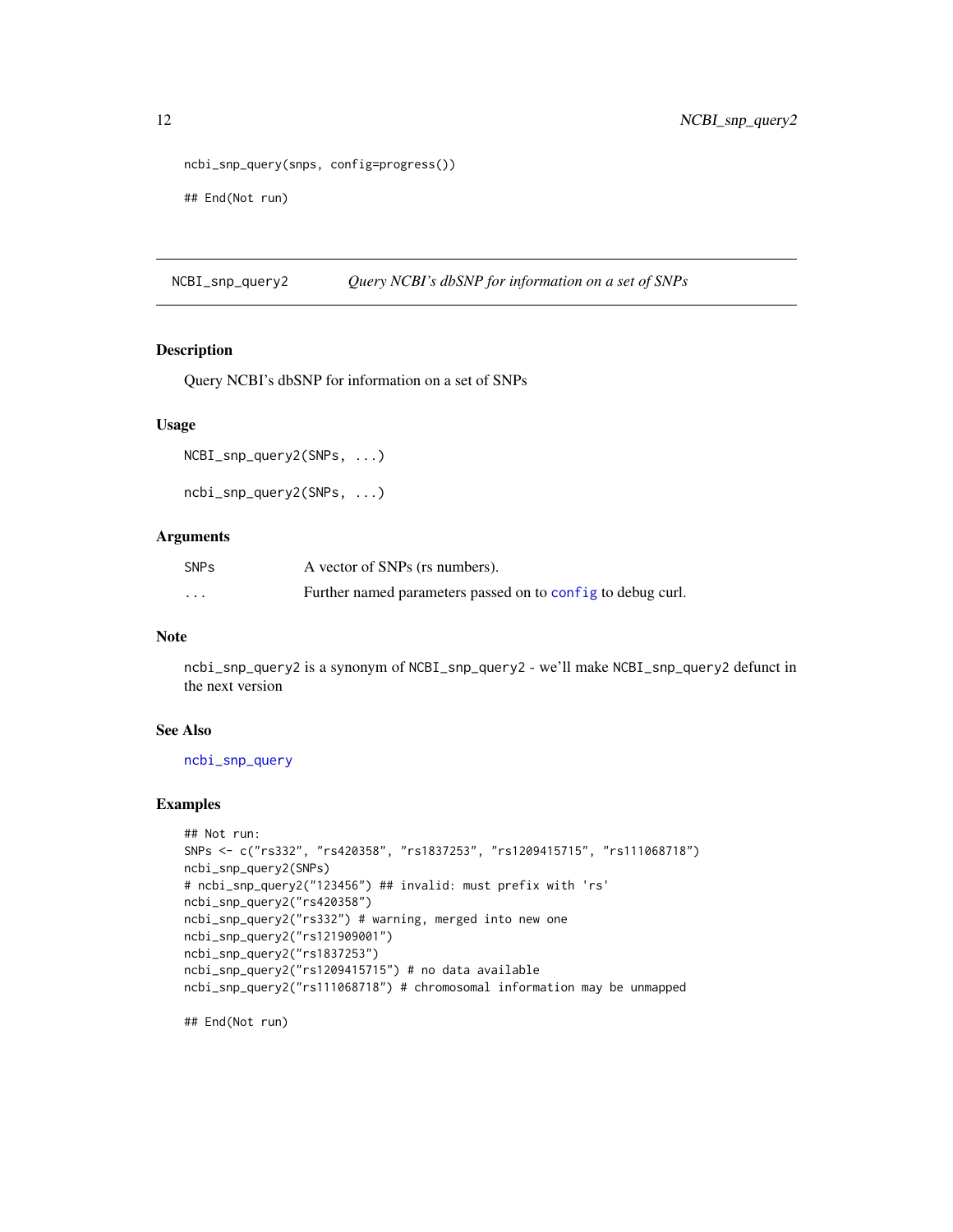```
ncbi_snp_query(snps, config=progress())

## End(Not run)
```

---

## NCBI_snp_query2 — *Query NCBI's dbSNP for information on a set of SNPs*

### Description

Query NCBI's dbSNP for information on a set of SNPs

### Usage

```
NCBI_snp_query2(SNPs, ...)

ncbi_snp_query2(SNPs, ...)
```

### Arguments

| | |
|---|---|
| SNPs | A vector of SNPs (rs numbers). |
| ... | Further named parameters passed on to config to debug curl. |

### Note

ncbi_snp_query2 is a synonym of NCBI_snp_query2 - we'll make NCBI_snp_query2 defunct in the next version

### See Also

ncbi_snp_query

### Examples

```
## Not run:
SNPs <- c("rs332", "rs420358", "rs1837253", "rs1209415715", "rs111068718")
ncbi_snp_query2(SNPs)
# ncbi_snp_query2("123456") ## invalid: must prefix with 'rs'
ncbi_snp_query2("rs420358")
ncbi_snp_query2("rs332") # warning, merged into new one
ncbi_snp_query2("rs121909001")
ncbi_snp_query2("rs1837253")
ncbi_snp_query2("rs1209415715") # no data available
ncbi_snp_query2("rs111068718") # chromosomal information may be unmapped

## End(Not run)
```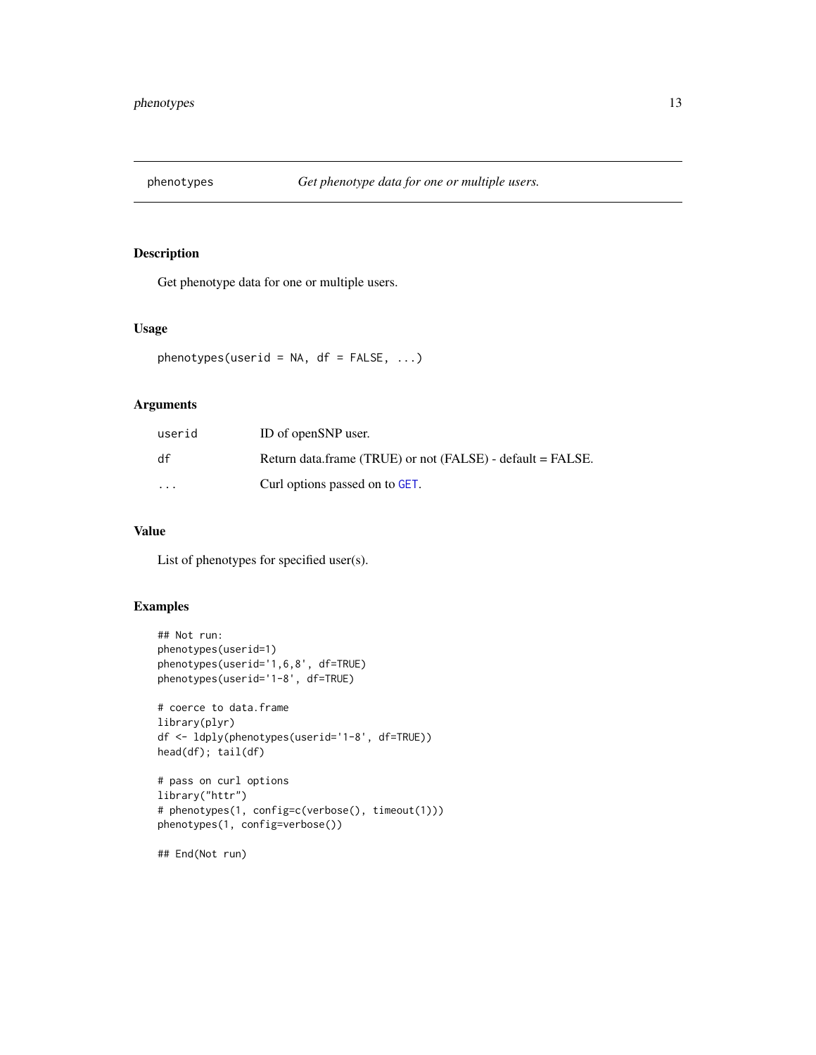# phenotypes — *Get phenotype data for one or multiple users.*

## Description

Get phenotype data for one or multiple users.

## Usage

```
phenotypes(userid = NA, df = FALSE, ...)
```

## Arguments

| | |
|---|---|
| userid | ID of openSNP user. |
| df | Return data.frame (TRUE) or not (FALSE) - default = FALSE. |
| ... | Curl options passed on to GET. |

## Value

List of phenotypes for specified user(s).

## Examples

```
## Not run:
phenotypes(userid=1)
phenotypes(userid='1,6,8', df=TRUE)
phenotypes(userid='1-8', df=TRUE)

# coerce to data.frame
library(plyr)
df <- ldply(phenotypes(userid='1-8', df=TRUE))
head(df); tail(df)

# pass on curl options
library("httr")
# phenotypes(1, config=c(verbose(), timeout(1)))
phenotypes(1, config=verbose())

## End(Not run)
```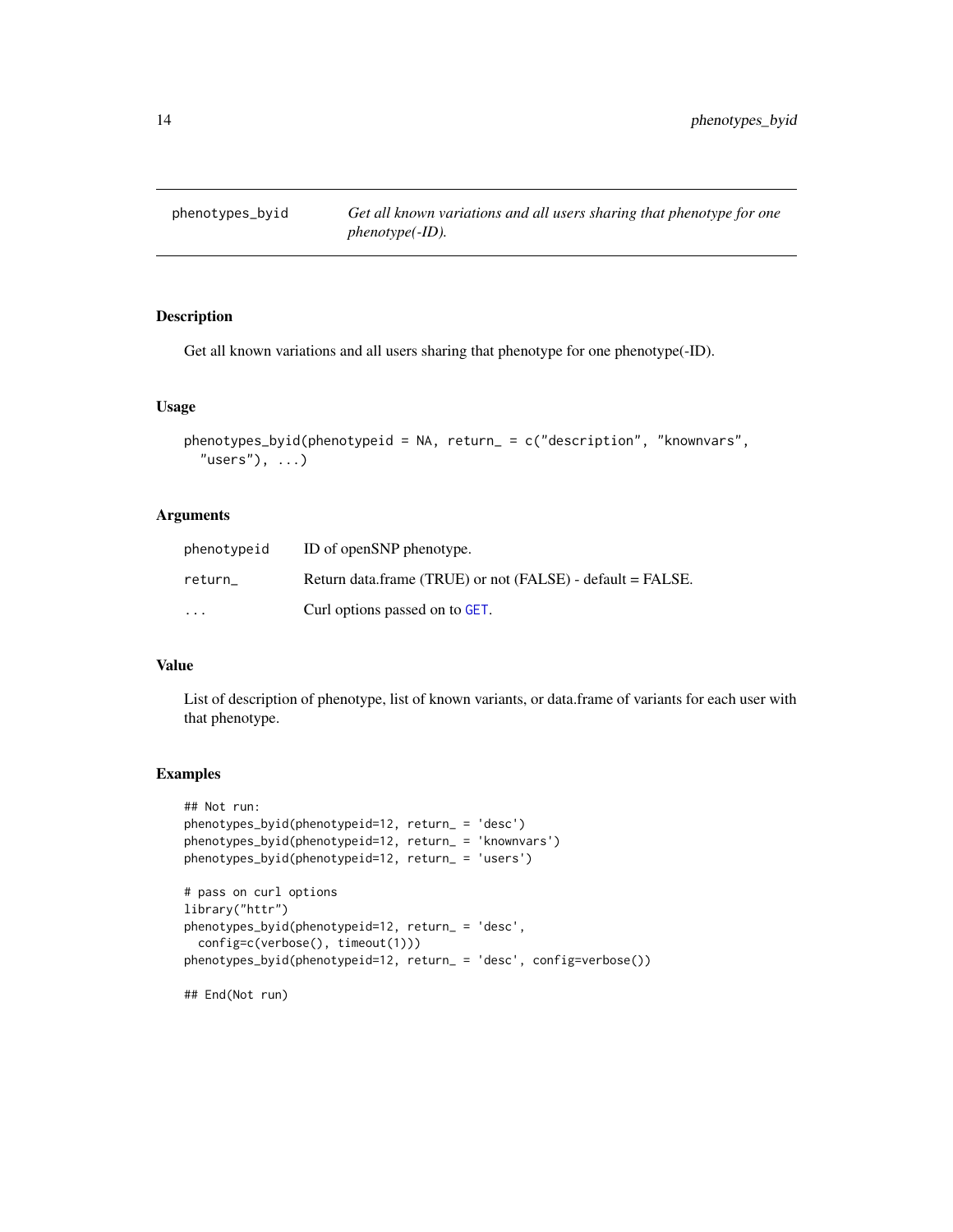# phenotypes_byid

*Get all known variations and all users sharing that phenotype for one phenotype(-ID).*

## Description

Get all known variations and all users sharing that phenotype for one phenotype(-ID).

## Usage

```
phenotypes_byid(phenotypeid = NA, return_ = c("description", "knownvars",
  "users"), ...)
```

## Arguments

| | |
|---|---|
| phenotypeid | ID of openSNP phenotype. |
| return_ | Return data.frame (TRUE) or not (FALSE) - default = FALSE. |
| ... | Curl options passed on to GET. |

## Value

List of description of phenotype, list of known variants, or data.frame of variants for each user with that phenotype.

## Examples

```
## Not run:
phenotypes_byid(phenotypeid=12, return_ = 'desc')
phenotypes_byid(phenotypeid=12, return_ = 'knownvars')
phenotypes_byid(phenotypeid=12, return_ = 'users')

# pass on curl options
library("httr")
phenotypes_byid(phenotypeid=12, return_ = 'desc',
  config=c(verbose(), timeout(1)))
phenotypes_byid(phenotypeid=12, return_ = 'desc', config=verbose())

## End(Not run)
```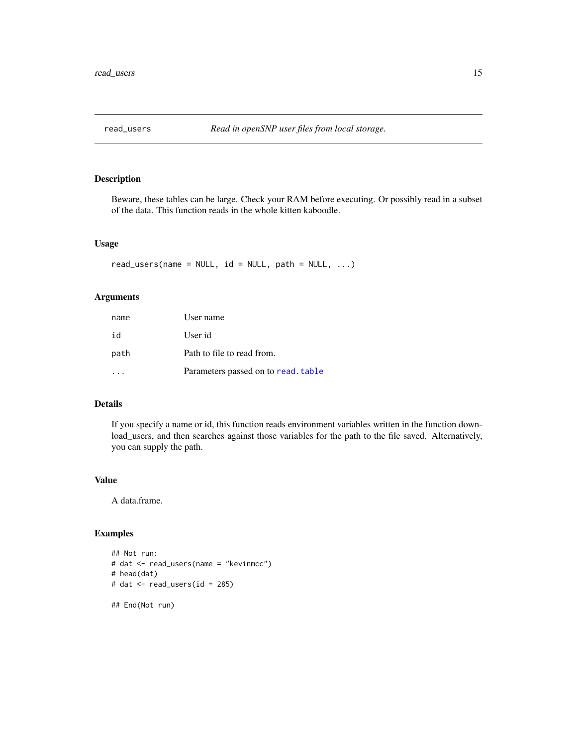read_users *Read in openSNP user files from local storage.*

### Description

Beware, these tables can be large. Check your RAM before executing. Or possibly read in a subset of the data. This function reads in the whole kitten kaboodle.

### Usage

```
read_users(name = NULL, id = NULL, path = NULL, ...)
```

### Arguments

| | |
|---|---|
| name | User name |
| id | User id |
| path | Path to file to read from. |
| ... | Parameters passed on to read.table |

### Details

If you specify a name or id, this function reads environment variables written in the function download_users, and then searches against those variables for the path to the file saved. Alternatively, you can supply the path.

### Value

A data.frame.

### Examples

```
## Not run:
# dat <- read_users(name = "kevinmcc")
# head(dat)
# dat <- read_users(id = 285)

## End(Not run)
```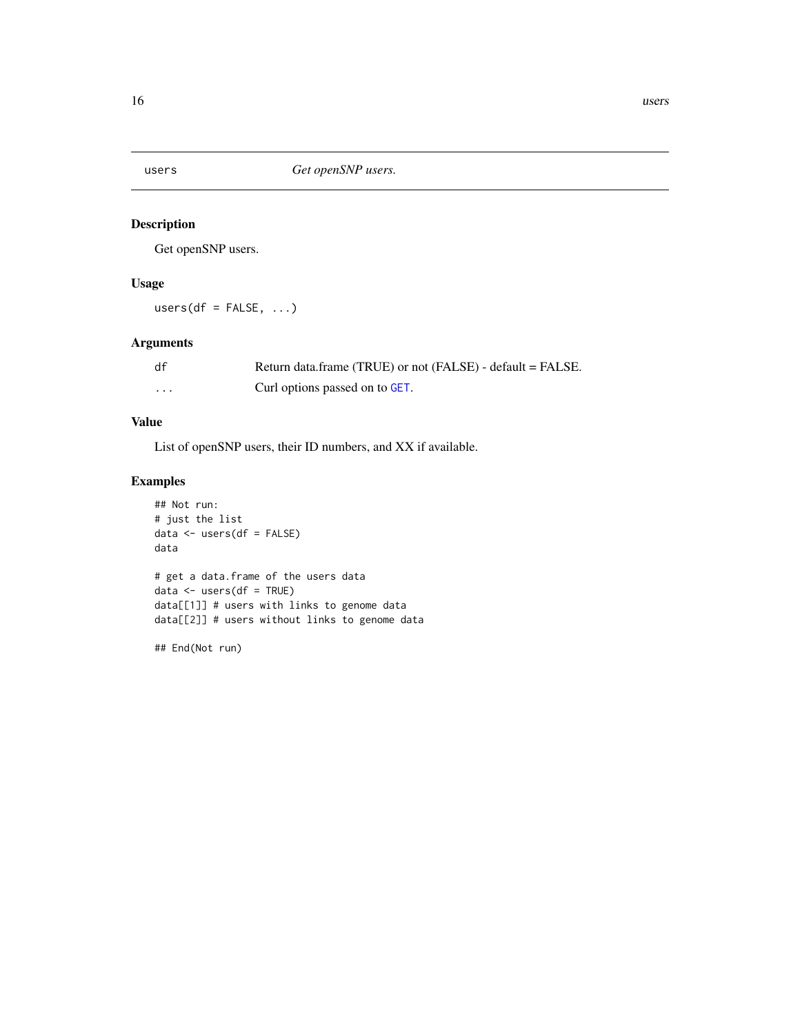# users — *Get openSNP users.*

## Description

Get openSNP users.

## Usage

```
users(df = FALSE, ...)
```

## Arguments

| | |
|---|---|
| df | Return data.frame (TRUE) or not (FALSE) - default = FALSE. |
| ... | Curl options passed on to GET. |

## Value

List of openSNP users, their ID numbers, and XX if available.

## Examples

```
## Not run:
# just the list
data <- users(df = FALSE)
data

# get a data.frame of the users data
data <- users(df = TRUE)
data[[1]] # users with links to genome data
data[[2]] # users without links to genome data

## End(Not run)
```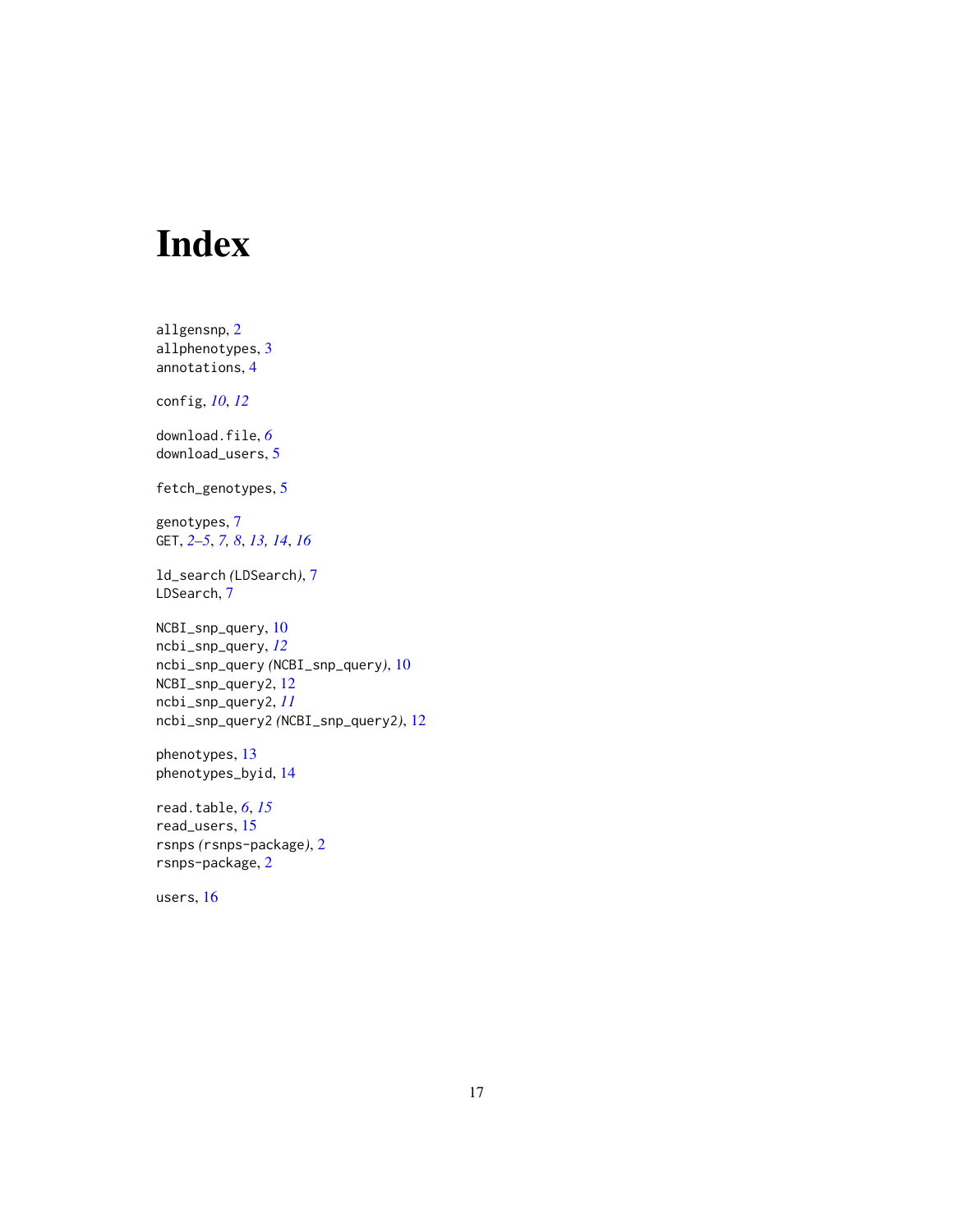# Index

allgensnp, 2
allphenotypes, 3
annotations, 4

config, *10*, *12*

download.file, *6*
download_users, 5

fetch_genotypes, 5

genotypes, 7
GET, *2–5*, *7*, *8*, *13*, *14*, *16*

ld_search *(*LDSearch*)*, 7
LDSearch, 7

NCBI_snp_query, 10
ncbi_snp_query, *12*
ncbi_snp_query *(*NCBI_snp_query*)*, 10
NCBI_snp_query2, 12
ncbi_snp_query2, *11*
ncbi_snp_query2 *(*NCBI_snp_query2*)*, 12

phenotypes, 13
phenotypes_byid, 14

read.table, *6*, *15*
read_users, 15
rsnps *(*rsnps-package*)*, 2
rsnps-package, 2

users, 16